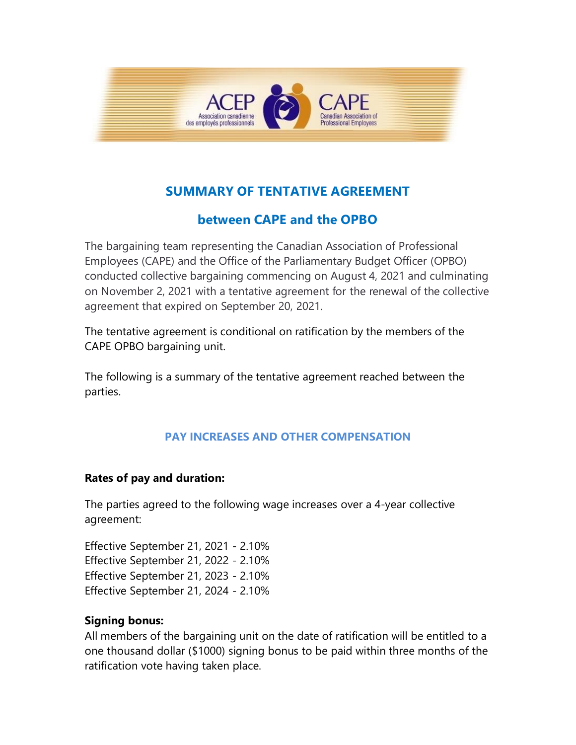# SUMMARY OF TENTATIVE AGREEMENT

## between CAPE and the OPBO

The bargaining team representing the Canadian Association of Professional Employees (CAPE) and the Office of the Parliamentary Budget Officer (OPBO) conducted collective bargaining commencing on August 4, 2021 and culminating on November 2, 2021 with a tentative agreement for the renewal of the collective agreement that expired on September 20, 2021.

The tentative agreement is conditional on ratification by the members of the CAPE OPBO bargaining unit.

The following is a summary of the tentative agreement reached between the parties.

### PAY INCREASES AND OTHER COMPENSATION

**Rates of pay and duration:**

The parties agreed to the following wage increases over a 4-year collective agreement:

Effective September 21, 2021 - 2.10%
Effective September 21, 2022 - 2.10%
Effective September 21, 2023 - 2.10%
Effective September 21, 2024 - 2.10%

**Signing bonus:**
All members of the bargaining unit on the date of ratification will be entitled to a one thousand dollar ($1000) signing bonus to be paid within three months of the ratification vote having taken place.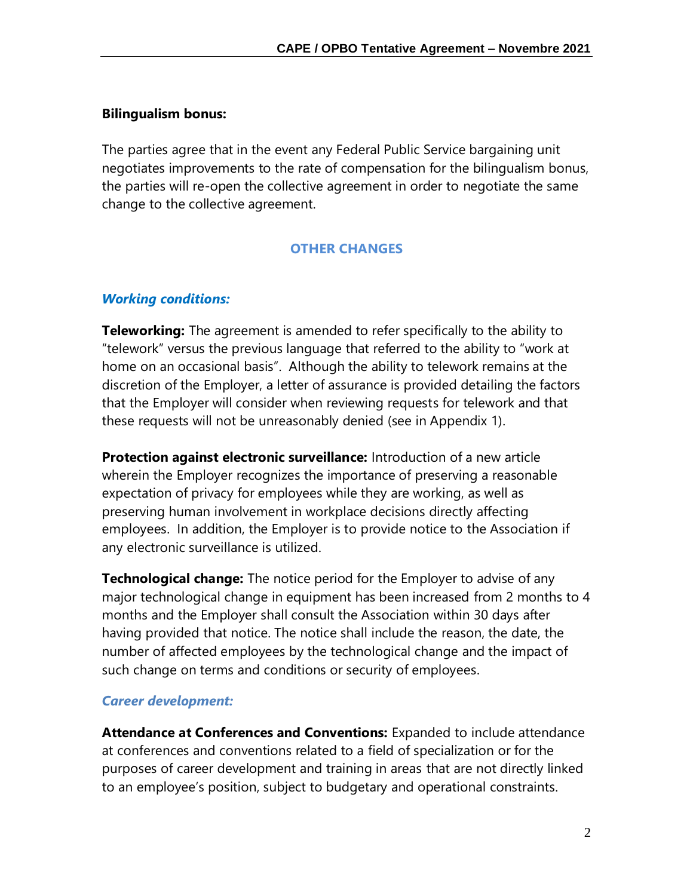**Bilingualism bonus:**

The parties agree that in the event any Federal Public Service bargaining unit negotiates improvements to the rate of compensation for the bilingualism bonus, the parties will re-open the collective agreement in order to negotiate the same change to the collective agreement.

## OTHER CHANGES

### *Working conditions:*

**Teleworking:** The agreement is amended to refer specifically to the ability to "telework" versus the previous language that referred to the ability to "work at home on an occasional basis". Although the ability to telework remains at the discretion of the Employer, a letter of assurance is provided detailing the factors that the Employer will consider when reviewing requests for telework and that these requests will not be unreasonably denied (see in Appendix 1).

**Protection against electronic surveillance:** Introduction of a new article wherein the Employer recognizes the importance of preserving a reasonable expectation of privacy for employees while they are working, as well as preserving human involvement in workplace decisions directly affecting employees. In addition, the Employer is to provide notice to the Association if any electronic surveillance is utilized.

**Technological change:** The notice period for the Employer to advise of any major technological change in equipment has been increased from 2 months to 4 months and the Employer shall consult the Association within 30 days after having provided that notice. The notice shall include the reason, the date, the number of affected employees by the technological change and the impact of such change on terms and conditions or security of employees.

### *Career development:*

**Attendance at Conferences and Conventions:** Expanded to include attendance at conferences and conventions related to a field of specialization or for the purposes of career development and training in areas that are not directly linked to an employee's position, subject to budgetary and operational constraints.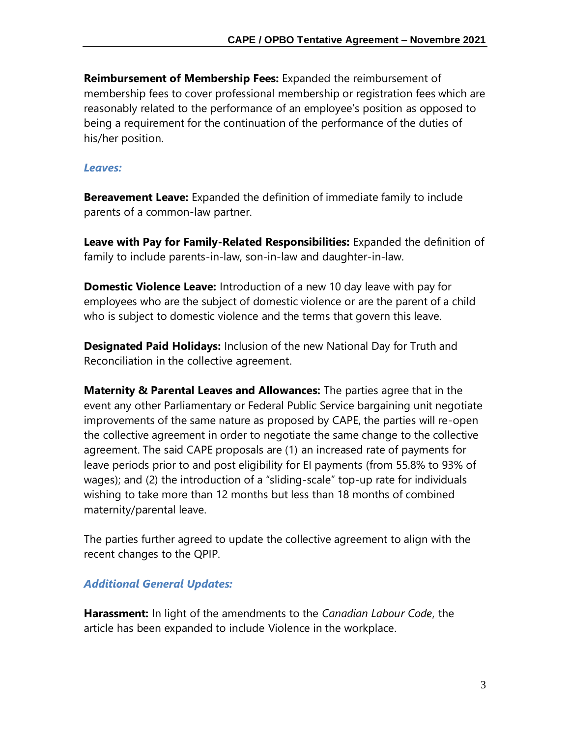**Reimbursement of Membership Fees:** Expanded the reimbursement of membership fees to cover professional membership or registration fees which are reasonably related to the performance of an employee's position as opposed to being a requirement for the continuation of the performance of the duties of his/her position.

### *Leaves:*

**Bereavement Leave:** Expanded the definition of immediate family to include parents of a common-law partner.

**Leave with Pay for Family-Related Responsibilities:** Expanded the definition of family to include parents-in-law, son-in-law and daughter-in-law.

**Domestic Violence Leave:** Introduction of a new 10 day leave with pay for employees who are the subject of domestic violence or are the parent of a child who is subject to domestic violence and the terms that govern this leave.

**Designated Paid Holidays:** Inclusion of the new National Day for Truth and Reconciliation in the collective agreement.

**Maternity & Parental Leaves and Allowances:** The parties agree that in the event any other Parliamentary or Federal Public Service bargaining unit negotiate improvements of the same nature as proposed by CAPE, the parties will re-open the collective agreement in order to negotiate the same change to the collective agreement. The said CAPE proposals are (1) an increased rate of payments for leave periods prior to and post eligibility for EI payments (from 55.8% to 93% of wages); and (2) the introduction of a "sliding-scale" top-up rate for individuals wishing to take more than 12 months but less than 18 months of combined maternity/parental leave.

The parties further agreed to update the collective agreement to align with the recent changes to the QPIP.

### *Additional General Updates:*

**Harassment:** In light of the amendments to the *Canadian Labour Code*, the article has been expanded to include Violence in the workplace.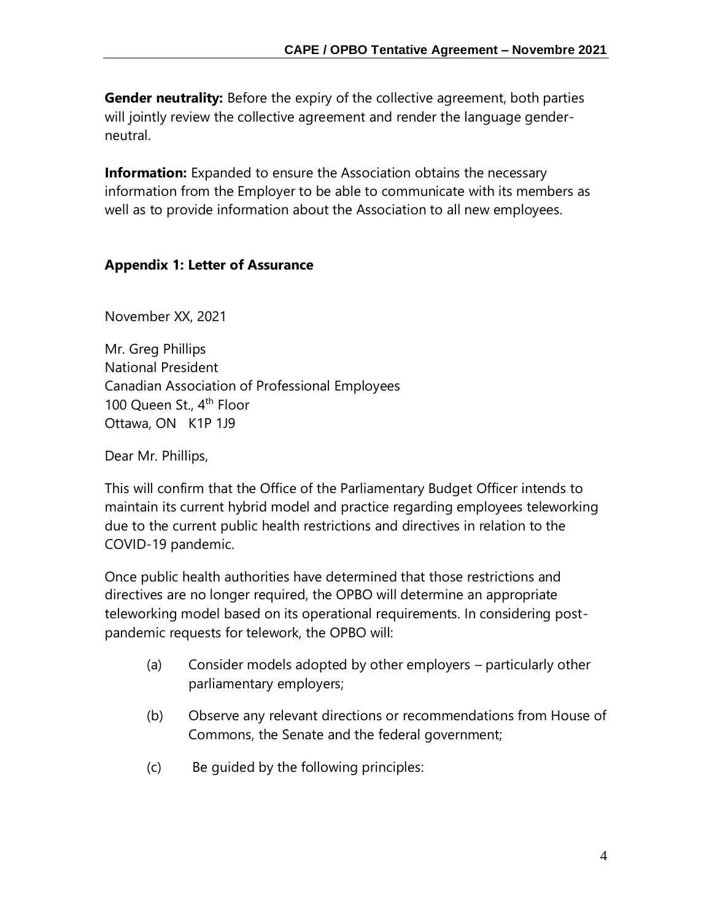**Gender neutrality:** Before the expiry of the collective agreement, both parties will jointly review the collective agreement and render the language gender-neutral.

**Information:** Expanded to ensure the Association obtains the necessary information from the Employer to be able to communicate with its members as well as to provide information about the Association to all new employees.

### Appendix 1: Letter of Assurance

November XX, 2021

Mr. Greg Phillips
National President
Canadian Association of Professional Employees
100 Queen St., 4th Floor
Ottawa, ON K1P 1J9

Dear Mr. Phillips,

This will confirm that the Office of the Parliamentary Budget Officer intends to maintain its current hybrid model and practice regarding employees teleworking due to the current public health restrictions and directives in relation to the COVID-19 pandemic.

Once public health authorities have determined that those restrictions and directives are no longer required, the OPBO will determine an appropriate teleworking model based on its operational requirements. In considering post-pandemic requests for telework, the OPBO will:

(a) Consider models adopted by other employers – particularly other parliamentary employers;

(b) Observe any relevant directions or recommendations from House of Commons, the Senate and the federal government;

(c) Be guided by the following principles: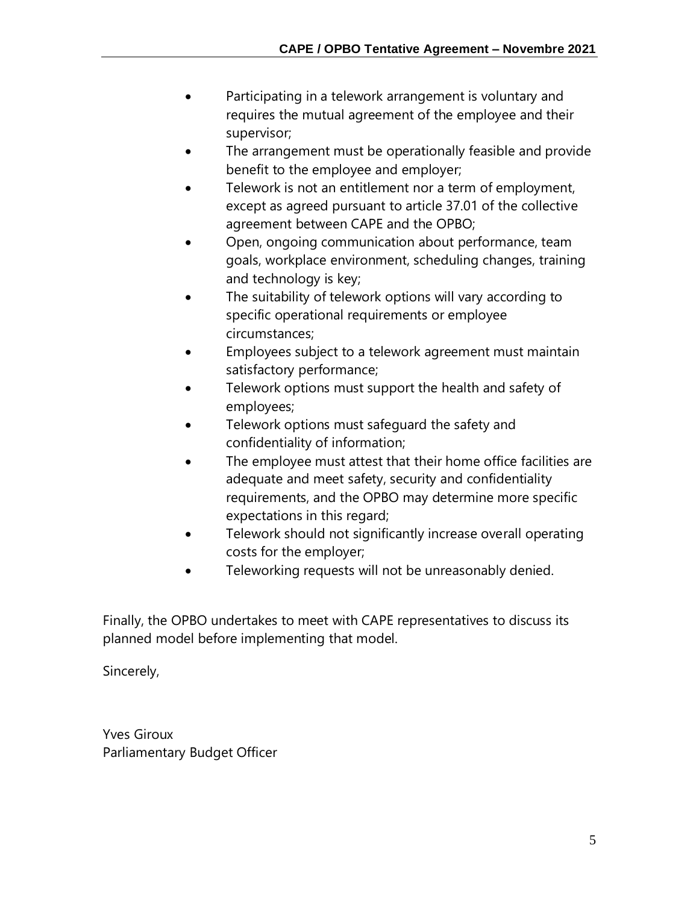- Participating in a telework arrangement is voluntary and requires the mutual agreement of the employee and their supervisor;
- The arrangement must be operationally feasible and provide benefit to the employee and employer;
- Telework is not an entitlement nor a term of employment, except as agreed pursuant to article 37.01 of the collective agreement between CAPE and the OPBO;
- Open, ongoing communication about performance, team goals, workplace environment, scheduling changes, training and technology is key;
- The suitability of telework options will vary according to specific operational requirements or employee circumstances;
- Employees subject to a telework agreement must maintain satisfactory performance;
- Telework options must support the health and safety of employees;
- Telework options must safeguard the safety and confidentiality of information;
- The employee must attest that their home office facilities are adequate and meet safety, security and confidentiality requirements, and the OPBO may determine more specific expectations in this regard;
- Telework should not significantly increase overall operating costs for the employer;
- Teleworking requests will not be unreasonably denied.

Finally, the OPBO undertakes to meet with CAPE representatives to discuss its planned model before implementing that model.

Sincerely,

Yves Giroux
Parliamentary Budget Officer